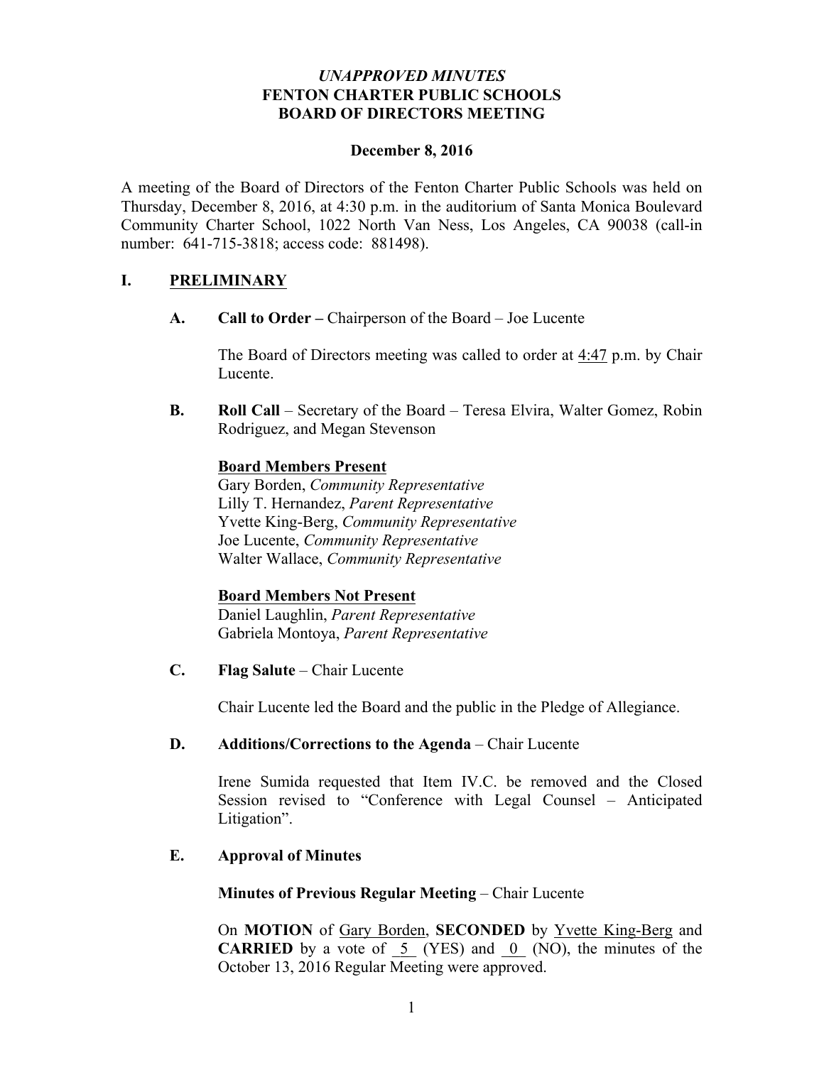***UNAPPROVED MINUTES***
**FENTON CHARTER PUBLIC SCHOOLS**
**BOARD OF DIRECTORS MEETING**

**December 8, 2016**

A meeting of the Board of Directors of the Fenton Charter Public Schools was held on Thursday, December 8, 2016, at 4:30 p.m. in the auditorium of Santa Monica Boulevard Community Charter School, 1022 North Van Ness, Los Angeles, CA 90038 (call-in number: 641-715-3818; access code: 881498).

## I. PRELIMINARY

**A. Call to Order –** Chairperson of the Board – Joe Lucente

The Board of Directors meeting was called to order at 4:47 p.m. by Chair Lucente.

**B. Roll Call** – Secretary of the Board – Teresa Elvira, Walter Gomez, Robin Rodriguez, and Megan Stevenson

**Board Members Present**
Gary Borden, *Community Representative*
Lilly T. Hernandez, *Parent Representative*
Yvette King-Berg, *Community Representative*
Joe Lucente, *Community Representative*
Walter Wallace, *Community Representative*

**Board Members Not Present**
Daniel Laughlin, *Parent Representative*
Gabriela Montoya, *Parent Representative*

**C. Flag Salute** – Chair Lucente

Chair Lucente led the Board and the public in the Pledge of Allegiance.

**D. Additions/Corrections to the Agenda** – Chair Lucente

Irene Sumida requested that Item IV.C. be removed and the Closed Session revised to "Conference with Legal Counsel – Anticipated Litigation".

**E. Approval of Minutes**

**Minutes of Previous Regular Meeting** – Chair Lucente

On **MOTION** of Gary Borden, **SECONDED** by Yvette King-Berg and **CARRIED** by a vote of 5 (YES) and 0 (NO), the minutes of the October 13, 2016 Regular Meeting were approved.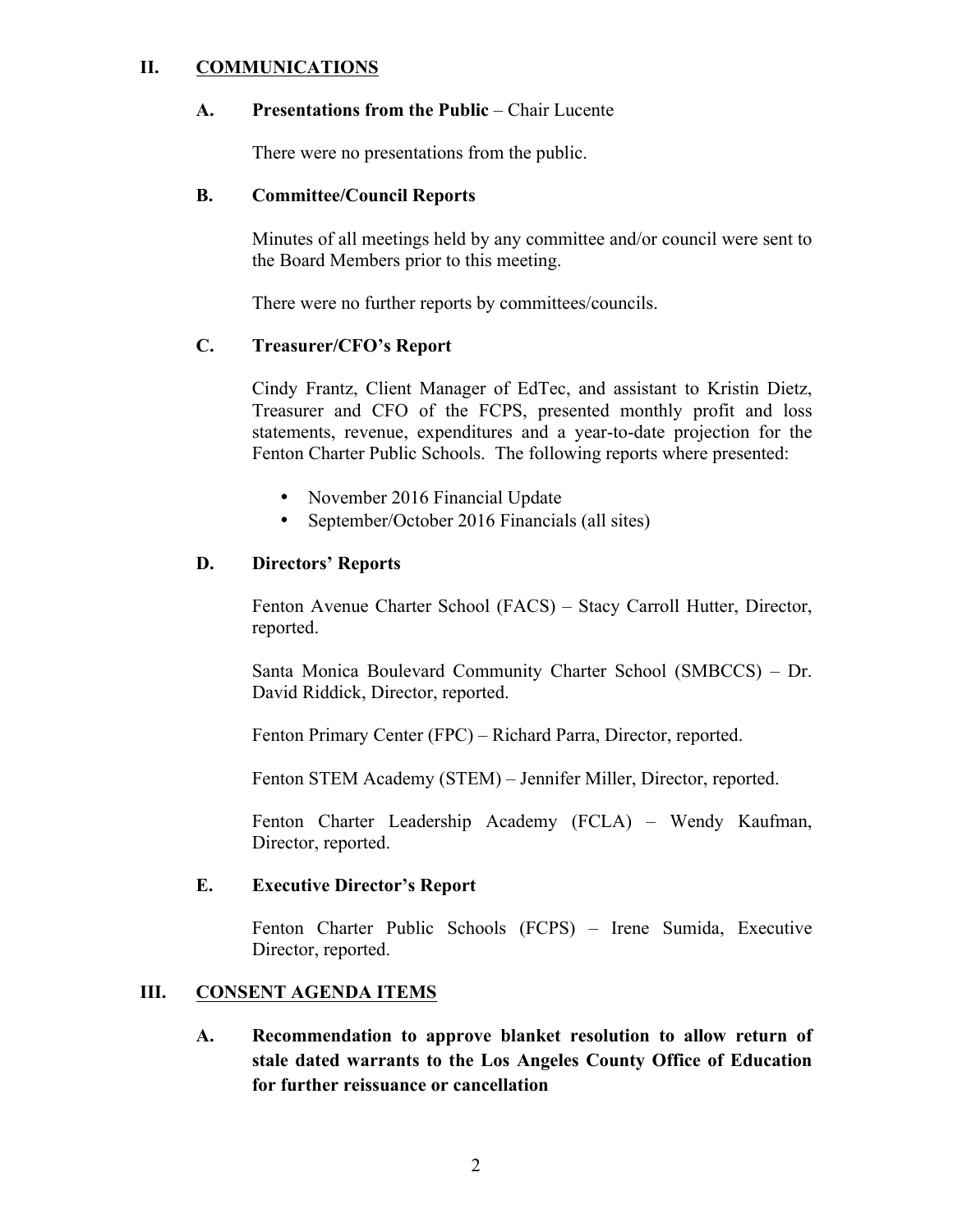## II. <u>COMMUNICATIONS</u>

### A. Presentations from the Public – Chair Lucente

There were no presentations from the public.

### B. Committee/Council Reports

Minutes of all meetings held by any committee and/or council were sent to the Board Members prior to this meeting.

There were no further reports by committees/councils.

### C. Treasurer/CFO's Report

Cindy Frantz, Client Manager of EdTec, and assistant to Kristin Dietz, Treasurer and CFO of the FCPS, presented monthly profit and loss statements, revenue, expenditures and a year-to-date projection for the Fenton Charter Public Schools. The following reports where presented:

- November 2016 Financial Update
- September/October 2016 Financials (all sites)

### D. Directors' Reports

Fenton Avenue Charter School (FACS) – Stacy Carroll Hutter, Director, reported.

Santa Monica Boulevard Community Charter School (SMBCCS) – Dr. David Riddick, Director, reported.

Fenton Primary Center (FPC) – Richard Parra, Director, reported.

Fenton STEM Academy (STEM) – Jennifer Miller, Director, reported.

Fenton Charter Leadership Academy (FCLA) – Wendy Kaufman, Director, reported.

### E. Executive Director's Report

Fenton Charter Public Schools (FCPS) – Irene Sumida, Executive Director, reported.

## III. <u>CONSENT AGENDA ITEMS</u>

### A. Recommendation to approve blanket resolution to allow return of stale dated warrants to the Los Angeles County Office of Education for further reissuance or cancellation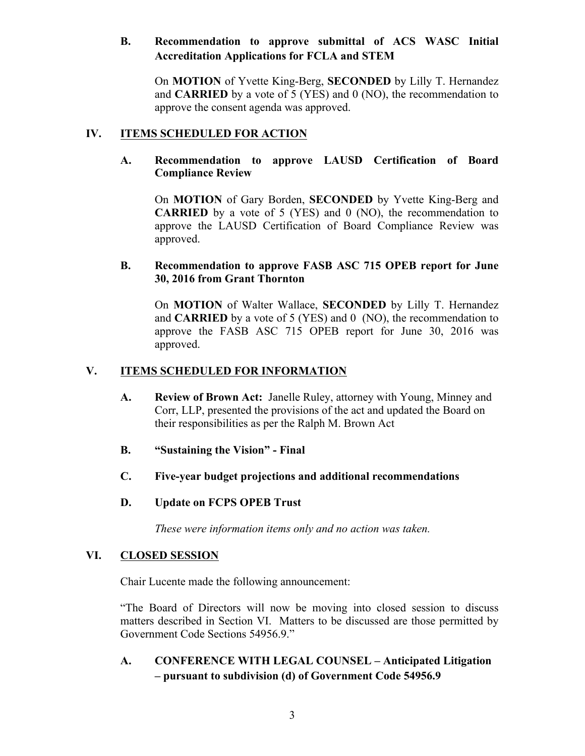**B. Recommendation to approve submittal of ACS WASC Initial Accreditation Applications for FCLA and STEM**

On **MOTION** of Yvette King-Berg, **SECONDED** by Lilly T. Hernandez and **CARRIED** by a vote of 5 (YES) and 0 (NO), the recommendation to approve the consent agenda was approved.

## IV. ITEMS SCHEDULED FOR ACTION

**A. Recommendation to approve LAUSD Certification of Board Compliance Review**

On **MOTION** of Gary Borden, **SECONDED** by Yvette King-Berg and **CARRIED** by a vote of 5 (YES) and 0 (NO), the recommendation to approve the LAUSD Certification of Board Compliance Review was approved.

**B. Recommendation to approve FASB ASC 715 OPEB report for June 30, 2016 from Grant Thornton**

On **MOTION** of Walter Wallace, **SECONDED** by Lilly T. Hernandez and **CARRIED** by a vote of 5 (YES) and 0 (NO), the recommendation to approve the FASB ASC 715 OPEB report for June 30, 2016 was approved.

## V. ITEMS SCHEDULED FOR INFORMATION

**A. Review of Brown Act:** Janelle Ruley, attorney with Young, Minney and Corr, LLP, presented the provisions of the act and updated the Board on their responsibilities as per the Ralph M. Brown Act

**B. "Sustaining the Vision" - Final**

**C. Five-year budget projections and additional recommendations**

**D. Update on FCPS OPEB Trust**

*These were information items only and no action was taken.*

## VI. CLOSED SESSION

Chair Lucente made the following announcement:

"The Board of Directors will now be moving into closed session to discuss matters described in Section VI. Matters to be discussed are those permitted by Government Code Sections 54956.9."

**A. CONFERENCE WITH LEGAL COUNSEL – Anticipated Litigation – pursuant to subdivision (d) of Government Code 54956.9**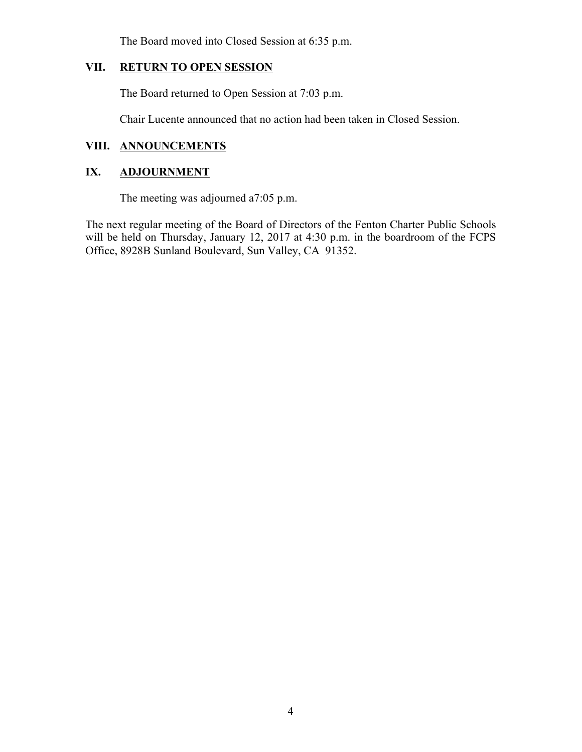The Board moved into Closed Session at 6:35 p.m.

## VII. RETURN TO OPEN SESSION

The Board returned to Open Session at 7:03 p.m.

Chair Lucente announced that no action had been taken in Closed Session.

## VIII. ANNOUNCEMENTS

## IX. ADJOURNMENT

The meeting was adjourned a7:05 p.m.

The next regular meeting of the Board of Directors of the Fenton Charter Public Schools will be held on Thursday, January 12, 2017 at 4:30 p.m. in the boardroom of the FCPS Office, 8928B Sunland Boulevard, Sun Valley, CA 91352.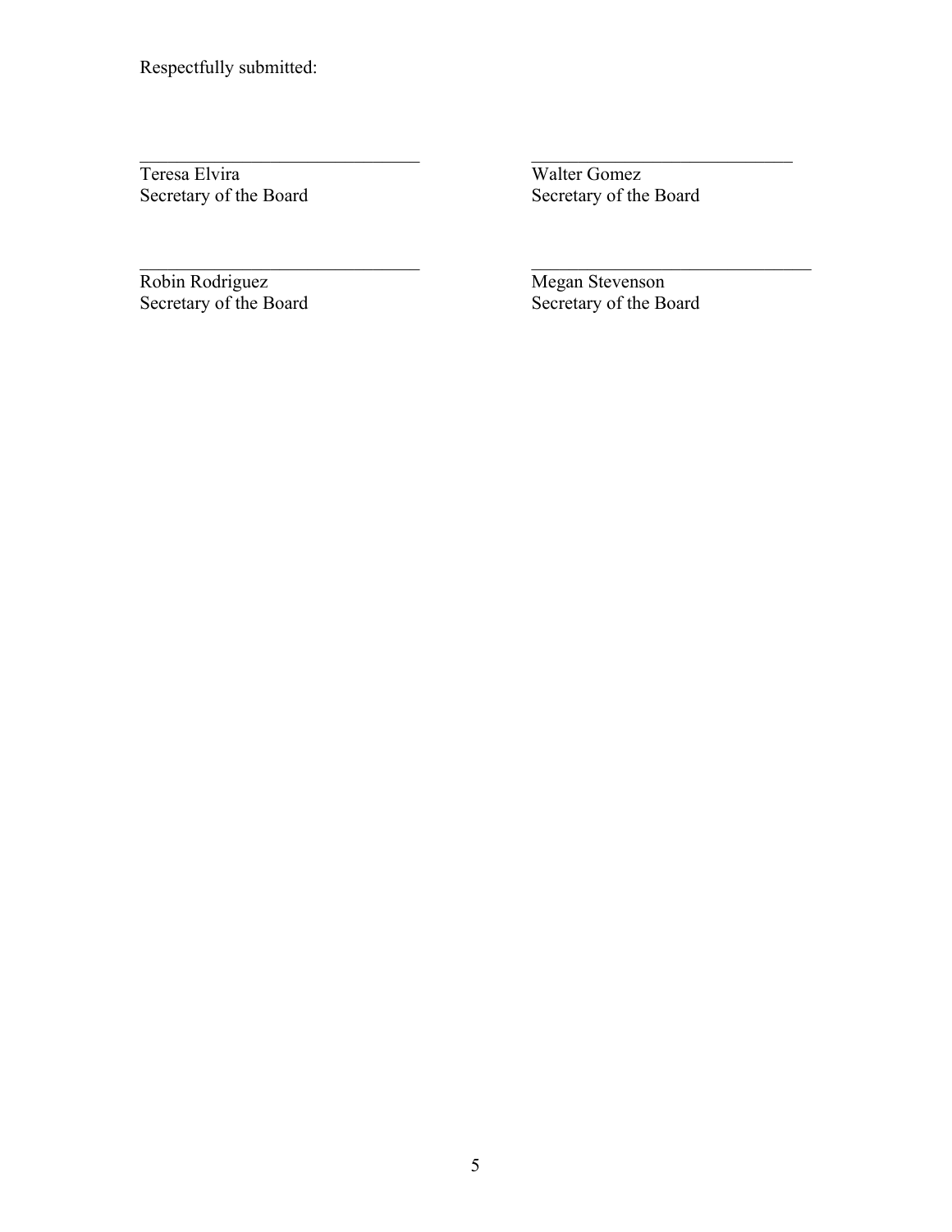Respectfully submitted:

\_\_\_\_\_\_\_\_\_\_\_\_\_\_\_\_\_\_\_\_\_\_\_\_\_\_\_\_\_\_\_\_  
Teresa Elvira  
Secretary of the Board

\_\_\_\_\_\_\_\_\_\_\_\_\_\_\_\_\_\_\_\_\_\_\_\_\_\_\_\_\_\_\_\_  
Walter Gomez  
Secretary of the Board

\_\_\_\_\_\_\_\_\_\_\_\_\_\_\_\_\_\_\_\_\_\_\_\_\_\_\_\_\_\_\_\_  
Robin Rodriguez  
Secretary of the Board

\_\_\_\_\_\_\_\_\_\_\_\_\_\_\_\_\_\_\_\_\_\_\_\_\_\_\_\_\_\_\_\_  
Megan Stevenson  
Secretary of the Board